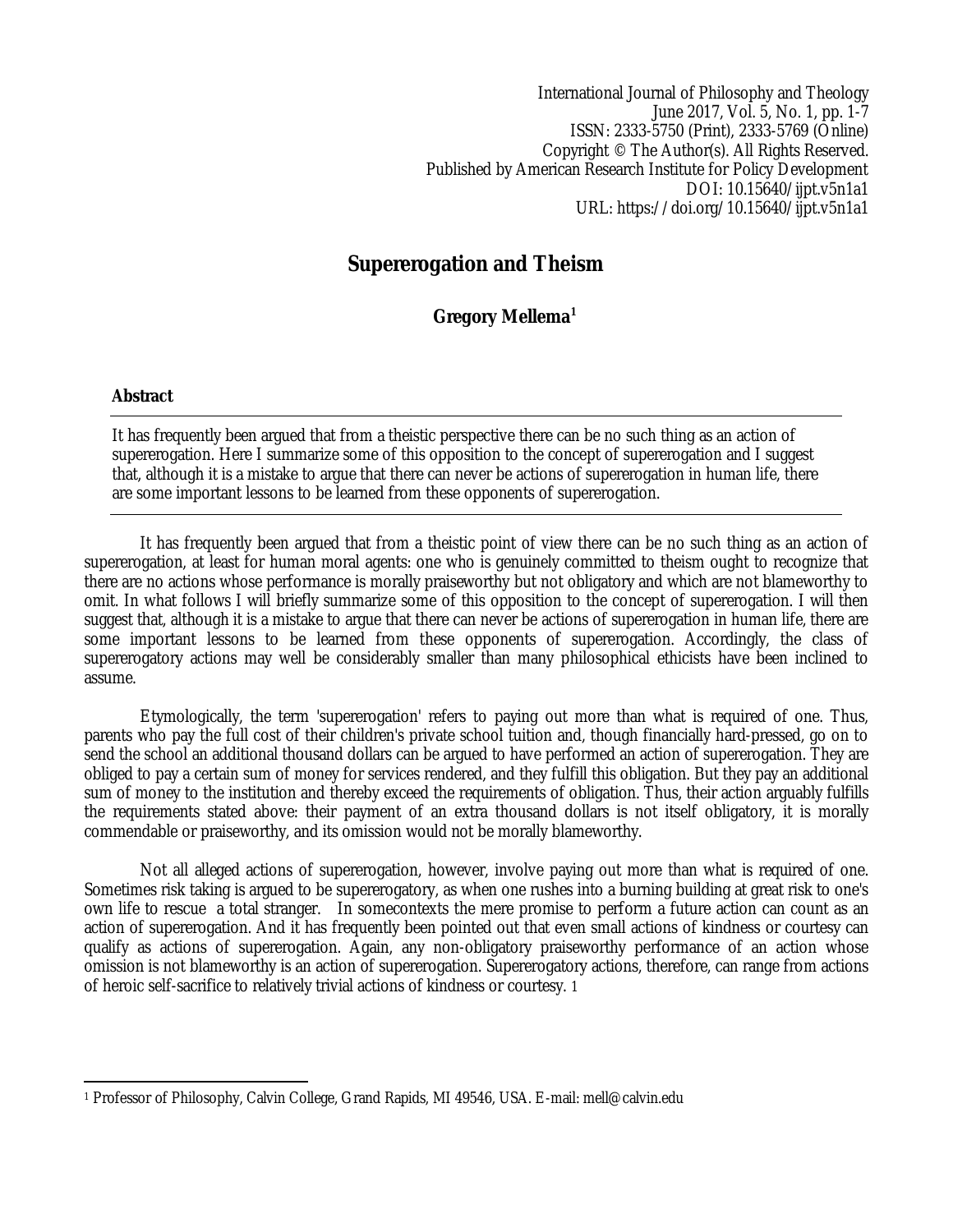# Supererogation and Theism

**Gregory Mellema**[1]

**Abstract**

It has frequently been argued that from a theistic perspective there can be no such thing as an action of supererogation. Here I summarize some of this opposition to the concept of supererogation and I suggest that, although it is a mistake to argue that there can never be actions of supererogation in human life, there are some important lessons to be learned from these opponents of supererogation.

It has frequently been argued that from a theistic point of view there can be no such thing as an action of supererogation, at least for human moral agents: one who is genuinely committed to theism ought to recognize that there are no actions whose performance is morally praiseworthy but not obligatory and which are not blameworthy to omit. In what follows I will briefly summarize some of this opposition to the concept of supererogation. I will then suggest that, although it is a mistake to argue that there can never be actions of supererogation in human life, there are some important lessons to be learned from these opponents of supererogation. Accordingly, the class of supererogatory actions may well be considerably smaller than many philosophical ethicists have been inclined to assume.

Etymologically, the term 'supererogation' refers to paying out more than what is required of one. Thus, parents who pay the full cost of their children's private school tuition and, though financially hard-pressed, go on to send the school an additional thousand dollars can be argued to have performed an action of supererogation. They are obliged to pay a certain sum of money for services rendered, and they fulfill this obligation. But they pay an additional sum of money to the institution and thereby exceed the requirements of obligation. Thus, their action arguably fulfills the requirements stated above: their payment of an extra thousand dollars is not itself obligatory, it is morally commendable or praiseworthy, and its omission would not be morally blameworthy.

Not all alleged actions of supererogation, however, involve paying out more than what is required of one. Sometimes risk taking is argued to be supererogatory, as when one rushes into a burning building at great risk to one's own life to rescue a total stranger. In somecontexts the mere promise to perform a future action can count as an action of supererogation. And it has frequently been pointed out that even small actions of kindness or courtesy can qualify as actions of supererogation. Again, any non-obligatory praiseworthy performance of an action whose omission is not blameworthy is an action of supererogation. Supererogatory actions, therefore, can range from actions of heroic self-sacrifice to relatively trivial actions of kindness or courtesy. 1

---

[1] Professor of Philosophy, Calvin College, Grand Rapids, MI 49546, USA. E-mail: mell@calvin.edu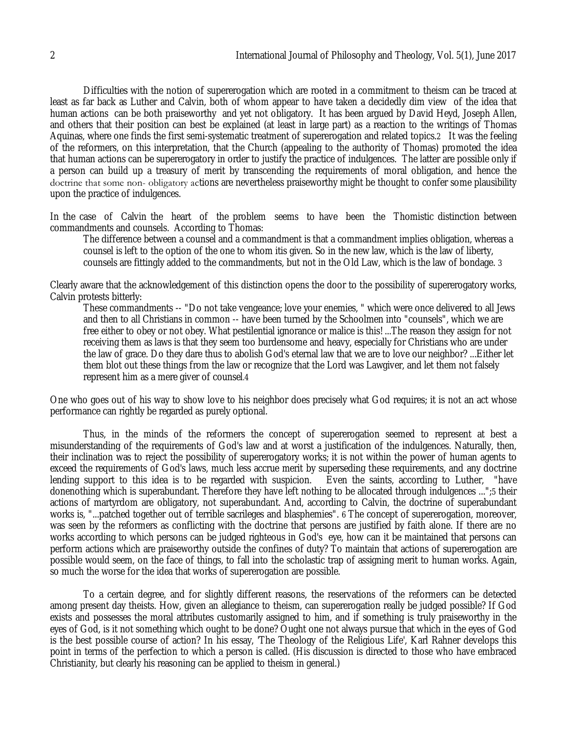Difficulties with the notion of supererogation which are rooted in a commitment to theism can be traced at least as far back as Luther and Calvin, both of whom appear to have taken a decidedly dim view of the idea that human actions can be both praiseworthy and yet not obligatory. It has been argued by David Heyd, Joseph Allen, and others that their position can best be explained (at least in large part) as a reaction to the writings of Thomas Aquinas, where one finds the first semi-systematic treatment of supererogation and related topics.[2] It was the feeling of the reformers, on this interpretation, that the Church (appealing to the authority of Thomas) promoted the idea that human actions can be supererogatory in order to justify the practice of indulgences. The latter are possible only if a person can build up a treasury of merit by transcending the requirements of moral obligation, and hence the doctrine that some non- obligatory actions are nevertheless praiseworthy might be thought to confer some plausibility upon the practice of indulgences.

In the case of Calvin the heart of the problem seems to have been the Thomistic distinction between commandments and counsels. According to Thomas:

> The difference between a counsel and a commandment is that a commandment implies obligation, whereas a counsel is left to the option of the one to whom itis given. So in the new law, which is the law of liberty, counsels are fittingly added to the commandments, but not in the Old Law, which is the law of bondage. [3]

Clearly aware that the acknowledgement of this distinction opens the door to the possibility of supererogatory works, Calvin protests bitterly:

> These commandments -- "Do not take vengeance; love your enemies, " which were once delivered to all Jews and then to all Christians in common -- have been turned by the Schoolmen into "counsels", which we are free either to obey or not obey. What pestilential ignorance or malice is this! ...The reason they assign for not receiving them as laws is that they seem too burdensome and heavy, especially for Christians who are under the law of grace. Do they dare thus to abolish God's eternal law that we are to love our neighbor? ...Either let them blot out these things from the law or recognize that the Lord was Lawgiver, and let them not falsely represent him as a mere giver of counsel.[4]

One who goes out of his way to show love to his neighbor does precisely what God requires; it is not an act whose performance can rightly be regarded as purely optional.

Thus, in the minds of the reformers the concept of supererogation seemed to represent at best a misunderstanding of the requirements of God's law and at worst a justification of the indulgences. Naturally, then, their inclination was to reject the possibility of supererogatory works; it is not within the power of human agents to exceed the requirements of God's laws, much less accrue merit by superseding these requirements, and any doctrine lending support to this idea is to be regarded with suspicion. Even the saints, according to Luther, "have donenothing which is superabundant. Therefore they have left nothing to be allocated through indulgences ...";[5] their actions of martyrdom are obligatory, not superabundant. And, according to Calvin, the doctrine of superabundant works is, "...patched together out of terrible sacrileges and blasphemies". [6] The concept of supererogation, moreover, was seen by the reformers as conflicting with the doctrine that persons are justified by faith alone. If there are no works according to which persons can be judged righteous in God's eye, how can it be maintained that persons can perform actions which are praiseworthy outside the confines of duty? To maintain that actions of supererogation are possible would seem, on the face of things, to fall into the scholastic trap of assigning merit to human works. Again, so much the worse for the idea that works of supererogation are possible.

To a certain degree, and for slightly different reasons, the reservations of the reformers can be detected among present day theists. How, given an allegiance to theism, can supererogation really be judged possible? If God exists and possesses the moral attributes customarily assigned to him, and if something is truly praiseworthy in the eyes of God, is it not something which ought to be done? Ought one not always pursue that which in the eyes of God is the best possible course of action? In his essay, 'The Theology of the Religious Life', Karl Rahner develops this point in terms of the perfection to which a person is called. (His discussion is directed to those who have embraced Christianity, but clearly his reasoning can be applied to theism in general.)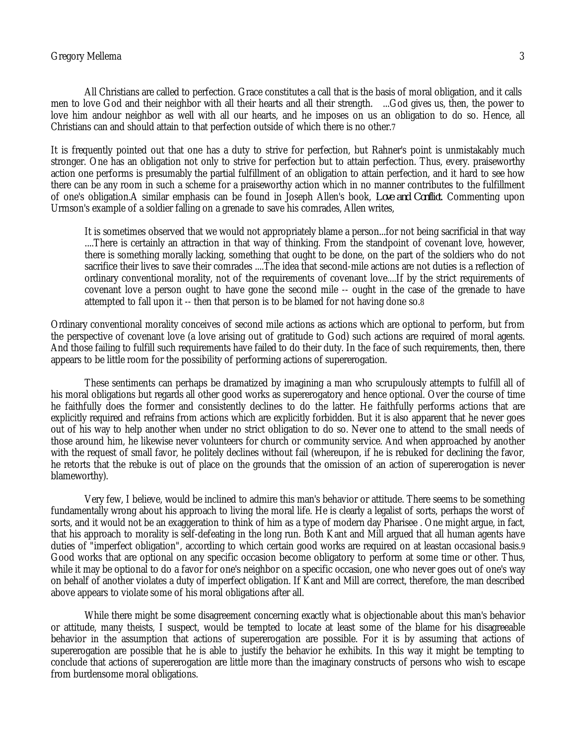> All Christians are called to perfection. Grace constitutes a call that is the basis of moral obligation, and it calls men to love God and their neighbor with all their hearts and all their strength. ...God gives us, then, the power to love him andour neighbor as well with all our hearts, and he imposes on us an obligation to do so. Hence, all Christians can and should attain to that perfection outside of which there is no other.[7]

It is frequently pointed out that one has a duty to strive for perfection, but Rahner's point is unmistakably much stronger. One has an obligation not only to strive for perfection but to attain perfection. Thus, every. praiseworthy action one performs is presumably the partial fulfillment of an obligation to attain perfection, and it hard to see how there can be any room in such a scheme for a praiseworthy action which in no manner contributes to the fulfillment of one's obligation.A similar emphasis can be found in Joseph Allen's book, *Love and Conflict*. Commenting upon Urmson's example of a soldier falling on a grenade to save his comrades, Allen writes,

> It is sometimes observed that we would not appropriately blame a person...for not being sacrificial in that way ....There is certainly an attraction in that way of thinking. From the standpoint of covenant love, however, there is something morally lacking, something that ought to be done, on the part of the soldiers who do not sacrifice their lives to save their comrades ....The idea that second-mile actions are not duties is a reflection of ordinary conventional morality, not of the requirements of covenant love....If by the strict requirements of covenant love a person ought to have gone the second mile -- ought in the case of the grenade to have attempted to fall upon it -- then that person is to be blamed for not having done so.[8]

Ordinary conventional morality conceives of second mile actions as actions which are optional to perform, but from the perspective of covenant love (a love arising out of gratitude to God) such actions are required of moral agents. And those failing to fulfill such requirements have failed to do their duty. In the face of such requirements, then, there appears to be little room for the possibility of performing actions of supererogation.

These sentiments can perhaps be dramatized by imagining a man who scrupulously attempts to fulfill all of his moral obligations but regards all other good works as supererogatory and hence optional. Over the course of time he faithfully does the former and consistently declines to do the latter. He faithfully performs actions that are explicitly required and refrains from actions which are explicitly forbidden. But it is also apparent that he never goes out of his way to help another when under no strict obligation to do so. Never one to attend to the small needs of those around him, he likewise never volunteers for church or community service. And when approached by another with the request of small favor, he politely declines without fail (whereupon, if he is rebuked for declining the favor, he retorts that the rebuke is out of place on the grounds that the omission of an action of supererogation is never blameworthy).

Very few, I believe, would be inclined to admire this man's behavior or attitude. There seems to be something fundamentally wrong about his approach to living the moral life. He is clearly a legalist of sorts, perhaps the worst of sorts, and it would not be an exaggeration to think of him as a type of modern day Pharisee . One might argue, in fact, that his approach to morality is self-defeating in the long run. Both Kant and Mill argued that all human agents have duties of "imperfect obligation", according to which certain good works are required on at leastan occasional basis.[9] Good works that are optional on any specific occasion become obligatory to perform at some time or other. Thus, while it may be optional to do a favor for one's neighbor on a specific occasion, one who never goes out of one's way on behalf of another violates a duty of imperfect obligation. If Kant and Mill are correct, therefore, the man described above appears to violate some of his moral obligations after all.

While there might be some disagreement concerning exactly what is objectionable about this man's behavior or attitude, many theists, I suspect, would be tempted to locate at least some of the blame for his disagreeable behavior in the assumption that actions of supererogation are possible. For it is by assuming that actions of supererogation are possible that he is able to justify the behavior he exhibits. In this way it might be tempting to conclude that actions of supererogation are little more than the imaginary constructs of persons who wish to escape from burdensome moral obligations.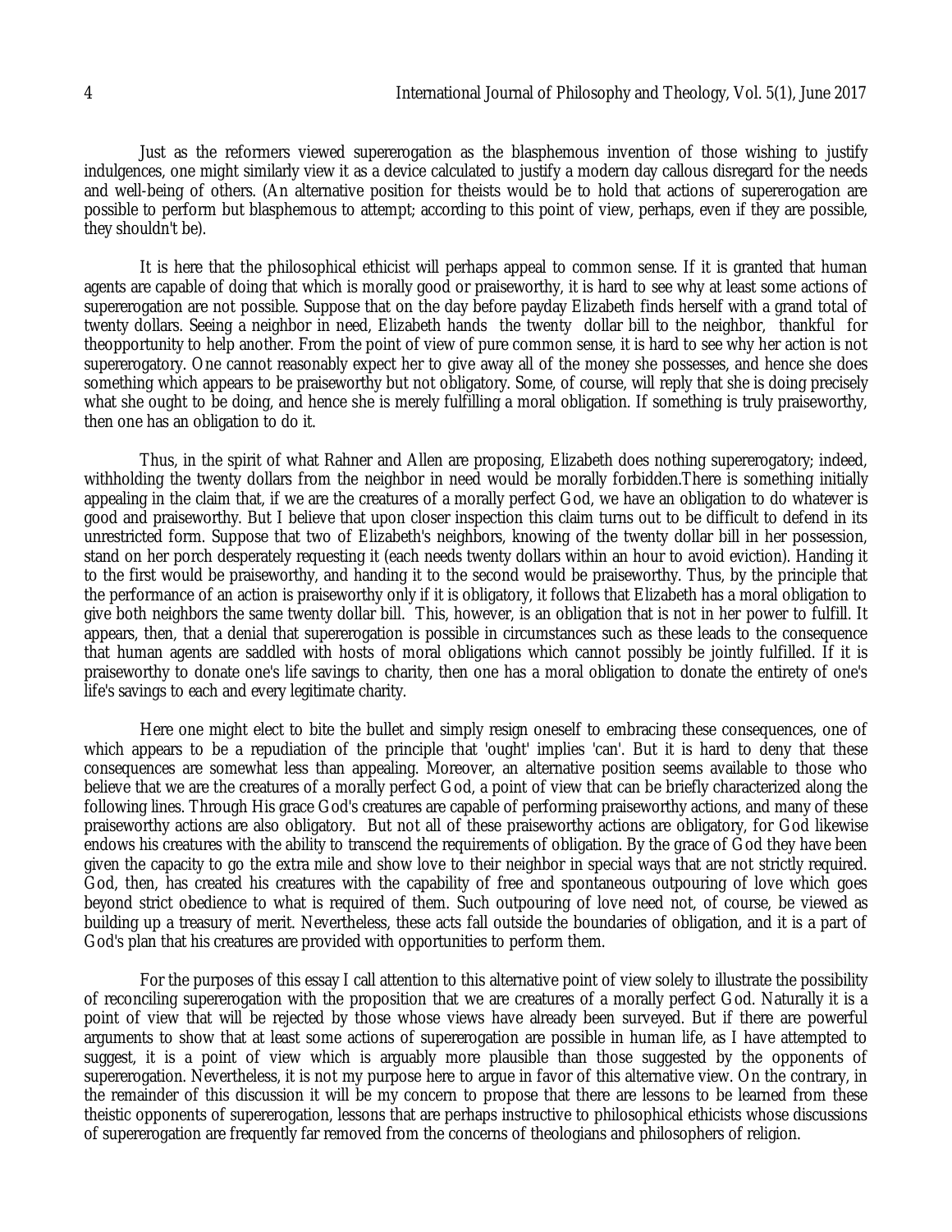Just as the reformers viewed supererogation as the blasphemous invention of those wishing to justify indulgences, one might similarly view it as a device calculated to justify a modern day callous disregard for the needs and well-being of others. (An alternative position for theists would be to hold that actions of supererogation are possible to perform but blasphemous to attempt; according to this point of view, perhaps, even if they are possible, they shouldn't be).

It is here that the philosophical ethicist will perhaps appeal to common sense. If it is granted that human agents are capable of doing that which is morally good or praiseworthy, it is hard to see why at least some actions of supererogation are not possible. Suppose that on the day before payday Elizabeth finds herself with a grand total of twenty dollars. Seeing a neighbor in need, Elizabeth hands the twenty dollar bill to the neighbor, thankful for theopportunity to help another. From the point of view of pure common sense, it is hard to see why her action is not supererogatory. One cannot reasonably expect her to give away all of the money she possesses, and hence she does something which appears to be praiseworthy but not obligatory. Some, of course, will reply that she is doing precisely what she ought to be doing, and hence she is merely fulfilling a moral obligation. If something is truly praiseworthy, then one has an obligation to do it.

Thus, in the spirit of what Rahner and Allen are proposing, Elizabeth does nothing supererogatory; indeed, withholding the twenty dollars from the neighbor in need would be morally forbidden.There is something initially appealing in the claim that, if we are the creatures of a morally perfect God, we have an obligation to do whatever is good and praiseworthy. But I believe that upon closer inspection this claim turns out to be difficult to defend in its unrestricted form. Suppose that two of Elizabeth's neighbors, knowing of the twenty dollar bill in her possession, stand on her porch desperately requesting it (each needs twenty dollars within an hour to avoid eviction). Handing it to the first would be praiseworthy, and handing it to the second would be praiseworthy. Thus, by the principle that the performance of an action is praiseworthy only if it is obligatory, it follows that Elizabeth has a moral obligation to give both neighbors the same twenty dollar bill. This, however, is an obligation that is not in her power to fulfill. It appears, then, that a denial that supererogation is possible in circumstances such as these leads to the consequence that human agents are saddled with hosts of moral obligations which cannot possibly be jointly fulfilled. If it is praiseworthy to donate one's life savings to charity, then one has a moral obligation to donate the entirety of one's life's savings to each and every legitimate charity.

Here one might elect to bite the bullet and simply resign oneself to embracing these consequences, one of which appears to be a repudiation of the principle that 'ought' implies 'can'. But it is hard to deny that these consequences are somewhat less than appealing. Moreover, an alternative position seems available to those who believe that we are the creatures of a morally perfect God, a point of view that can be briefly characterized along the following lines. Through His grace God's creatures are capable of performing praiseworthy actions, and many of these praiseworthy actions are also obligatory. But not all of these praiseworthy actions are obligatory, for God likewise endows his creatures with the ability to transcend the requirements of obligation. By the grace of God they have been given the capacity to go the extra mile and show love to their neighbor in special ways that are not strictly required. God, then, has created his creatures with the capability of free and spontaneous outpouring of love which goes beyond strict obedience to what is required of them. Such outpouring of love need not, of course, be viewed as building up a treasury of merit. Nevertheless, these acts fall outside the boundaries of obligation, and it is a part of God's plan that his creatures are provided with opportunities to perform them.

For the purposes of this essay I call attention to this alternative point of view solely to illustrate the possibility of reconciling supererogation with the proposition that we are creatures of a morally perfect God. Naturally it is a point of view that will be rejected by those whose views have already been surveyed. But if there are powerful arguments to show that at least some actions of supererogation are possible in human life, as I have attempted to suggest, it is a point of view which is arguably more plausible than those suggested by the opponents of supererogation. Nevertheless, it is not my purpose here to argue in favor of this alternative view. On the contrary, in the remainder of this discussion it will be my concern to propose that there are lessons to be learned from these theistic opponents of supererogation, lessons that are perhaps instructive to philosophical ethicists whose discussions of supererogation are frequently far removed from the concerns of theologians and philosophers of religion.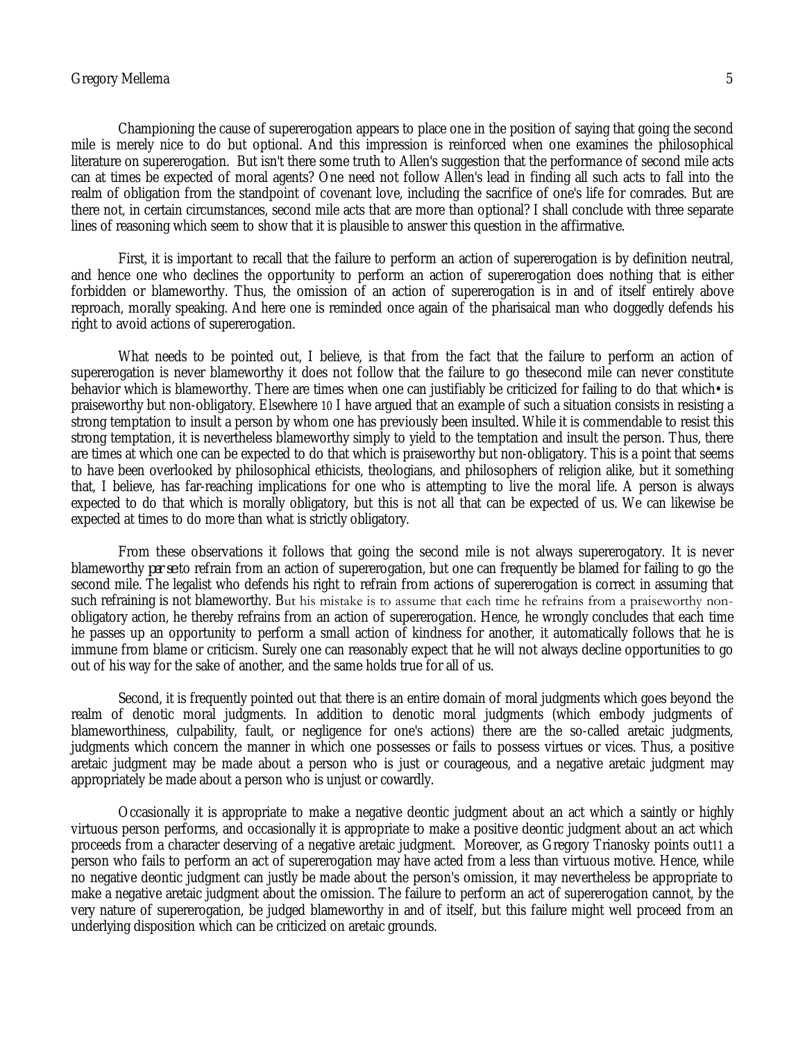Championing the cause of supererogation appears to place one in the position of saying that going the second mile is merely nice to do but optional. And this impression is reinforced when one examines the philosophical literature on supererogation. But isn't there some truth to Allen's suggestion that the performance of second mile acts can at times be expected of moral agents? One need not follow Allen's lead in finding all such acts to fall into the realm of obligation from the standpoint of covenant love, including the sacrifice of one's life for comrades. But are there not, in certain circumstances, second mile acts that are more than optional? I shall conclude with three separate lines of reasoning which seem to show that it is plausible to answer this question in the affirmative.

First, it is important to recall that the failure to perform an action of supererogation is by definition neutral, and hence one who declines the opportunity to perform an action of supererogation does nothing that is either forbidden or blameworthy. Thus, the omission of an action of supererogation is in and of itself entirely above reproach, morally speaking. And here one is reminded once again of the pharisaical man who doggedly defends his right to avoid actions of supererogation.

What needs to be pointed out, I believe, is that from the fact that the failure to perform an action of supererogation is never blameworthy it does not follow that the failure to go thesecond mile can never constitute behavior which is blameworthy. There are times when one can justifiably be criticized for failing to do that which• is praiseworthy but non-obligatory. Elsewhere [10] I have argued that an example of such a situation consists in resisting a strong temptation to insult a person by whom one has previously been insulted. While it is commendable to resist this strong temptation, it is nevertheless blameworthy simply to yield to the temptation and insult the person. Thus, there are times at which one can be expected to do that which is praiseworthy but non-obligatory. This is a point that seems to have been overlooked by philosophical ethicists, theologians, and philosophers of religion alike, but it something that, I believe, has far-reaching implications for one who is attempting to live the moral life. A person is always expected to do that which is morally obligatory, but this is not all that can be expected of us. We can likewise be expected at times to do more than what is strictly obligatory.

From these observations it follows that going the second mile is not always supererogatory. It is never blameworthy *per se* to refrain from an action of supererogation, but one can frequently be blamed for failing to go the second mile. The legalist who defends his right to refrain from actions of supererogation is correct in assuming that such refraining is not blameworthy. But his mistake is to assume that each time he refrains from a praiseworthy non-obligatory action, he thereby refrains from an action of supererogation. Hence, he wrongly concludes that each time he passes up an opportunity to perform a small action of kindness for another, it automatically follows that he is immune from blame or criticism. Surely one can reasonably expect that he will not always decline opportunities to go out of his way for the sake of another, and the same holds true for all of us.

Second, it is frequently pointed out that there is an entire domain of moral judgments which goes beyond the realm of denotic moral judgments. In addition to denotic moral judgments (which embody judgments of blameworthiness, culpability, fault, or negligence for one's actions) there are the so-called aretaic judgments, judgments which concern the manner in which one possesses or fails to possess virtues or vices. Thus, a positive aretaic judgment may be made about a person who is just or courageous, and a negative aretaic judgment may appropriately be made about a person who is unjust or cowardly.

Occasionally it is appropriate to make a negative deontic judgment about an act which a saintly or highly virtuous person performs, and occasionally it is appropriate to make a positive deontic judgment about an act which proceeds from a character deserving of a negative aretaic judgment. Moreover, as Gregory Trianosky points out[11] a person who fails to perform an act of supererogation may have acted from a less than virtuous motive. Hence, while no negative deontic judgment can justly be made about the person's omission, it may nevertheless be appropriate to make a negative aretaic judgment about the omission. The failure to perform an act of supererogation cannot, by the very nature of supererogation, be judged blameworthy in and of itself, but this failure might well proceed from an underlying disposition which can be criticized on aretaic grounds.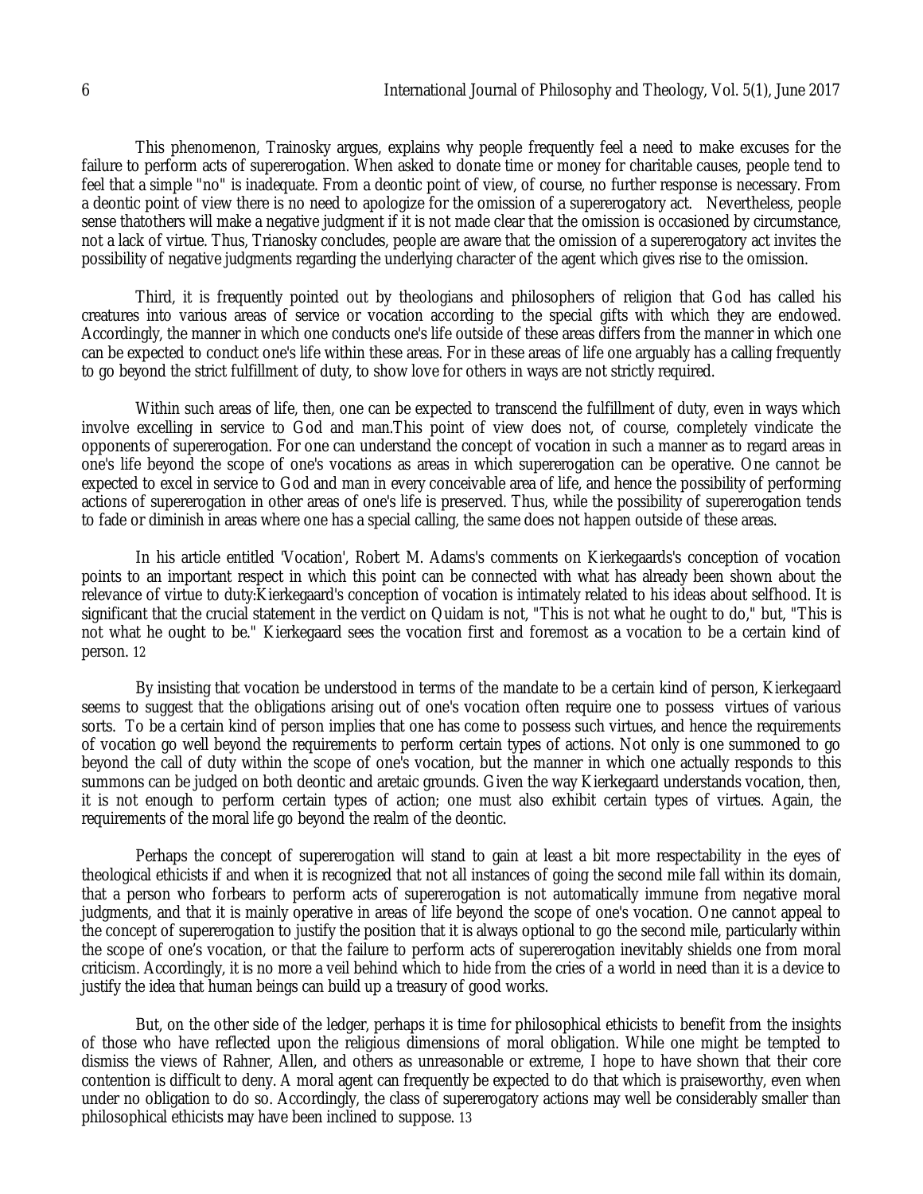This phenomenon, Trainosky argues, explains why people frequently feel a need to make excuses for the failure to perform acts of supererogation. When asked to donate time or money for charitable causes, people tend to feel that a simple "no" is inadequate. From a deontic point of view, of course, no further response is necessary. From a deontic point of view there is no need to apologize for the omission of a supererogatory act. Nevertheless, people sense thatothers will make a negative judgment if it is not made clear that the omission is occasioned by circumstance, not a lack of virtue. Thus, Trianosky concludes, people are aware that the omission of a supererogatory act invites the possibility of negative judgments regarding the underlying character of the agent which gives rise to the omission.

Third, it is frequently pointed out by theologians and philosophers of religion that God has called his creatures into various areas of service or vocation according to the special gifts with which they are endowed. Accordingly, the manner in which one conducts one's life outside of these areas differs from the manner in which one can be expected to conduct one's life within these areas. For in these areas of life one arguably has a calling frequently to go beyond the strict fulfillment of duty, to show love for others in ways are not strictly required.

Within such areas of life, then, one can be expected to transcend the fulfillment of duty, even in ways which involve excelling in service to God and man.This point of view does not, of course, completely vindicate the opponents of supererogation. For one can understand the concept of vocation in such a manner as to regard areas in one's life beyond the scope of one's vocations as areas in which supererogation can be operative. One cannot be expected to excel in service to God and man in every conceivable area of life, and hence the possibility of performing actions of supererogation in other areas of one's life is preserved. Thus, while the possibility of supererogation tends to fade or diminish in areas where one has a special calling, the same does not happen outside of these areas.

In his article entitled 'Vocation', Robert M. Adams's comments on Kierkegaards's conception of vocation points to an important respect in which this point can be connected with what has already been shown about the relevance of virtue to duty:Kierkegaard's conception of vocation is intimately related to his ideas about selfhood. It is significant that the crucial statement in the verdict on Quidam is not, "This is not what he ought to do," but, "This is not what he ought to be." Kierkegaard sees the vocation first and foremost as a vocation to be a certain kind of person. [12]

By insisting that vocation be understood in terms of the mandate to be a certain kind of person, Kierkegaard seems to suggest that the obligations arising out of one's vocation often require one to possess virtues of various sorts. To be a certain kind of person implies that one has come to possess such virtues, and hence the requirements of vocation go well beyond the requirements to perform certain types of actions. Not only is one summoned to go beyond the call of duty within the scope of one's vocation, but the manner in which one actually responds to this summons can be judged on both deontic and aretaic grounds. Given the way Kierkegaard understands vocation, then, it is not enough to perform certain types of action; one must also exhibit certain types of virtues. Again, the requirements of the moral life go beyond the realm of the deontic.

Perhaps the concept of supererogation will stand to gain at least a bit more respectability in the eyes of theological ethicists if and when it is recognized that not all instances of going the second mile fall within its domain, that a person who forbears to perform acts of supererogation is not automatically immune from negative moral judgments, and that it is mainly operative in areas of life beyond the scope of one's vocation. One cannot appeal to the concept of supererogation to justify the position that it is always optional to go the second mile, particularly within the scope of one's vocation, or that the failure to perform acts of supererogation inevitably shields one from moral criticism. Accordingly, it is no more a veil behind which to hide from the cries of a world in need than it is a device to justify the idea that human beings can build up a treasury of good works.

But, on the other side of the ledger, perhaps it is time for philosophical ethicists to benefit from the insights of those who have reflected upon the religious dimensions of moral obligation. While one might be tempted to dismiss the views of Rahner, Allen, and others as unreasonable or extreme, I hope to have shown that their core contention is difficult to deny. A moral agent can frequently be expected to do that which is praiseworthy, even when under no obligation to do so. Accordingly, the class of supererogatory actions may well be considerably smaller than philosophical ethicists may have been inclined to suppose. [13]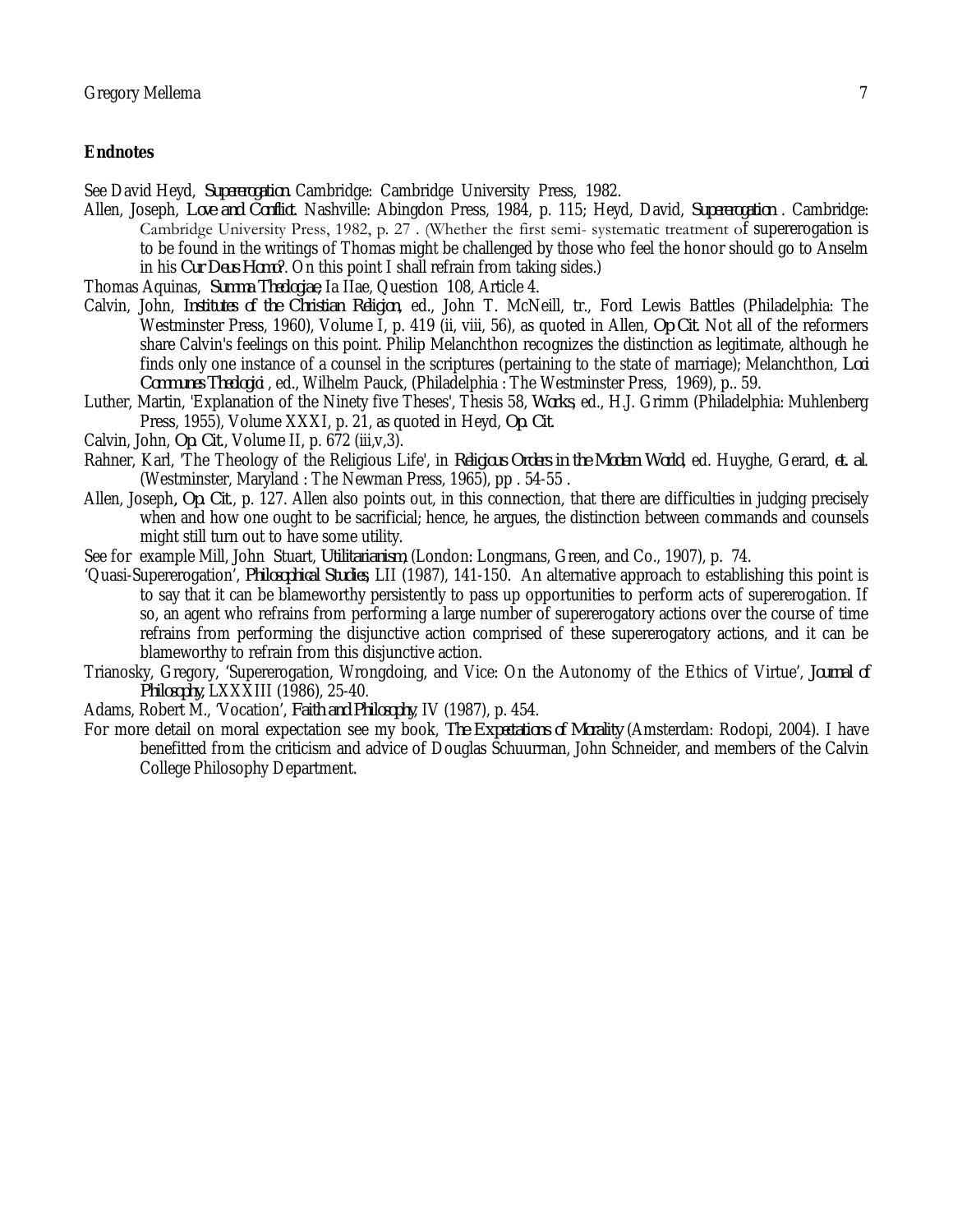**Endnotes**

See David Heyd, *Supererogation*. Cambridge: Cambridge University Press, 1982.

Allen, Joseph, *Love and Conflict*. Nashville: Abingdon Press, 1984, p. 115; Heyd, David, *Supererogation* . Cambridge: Cambridge University Press, 1982, p. 27 . (Whether the first semi- systematic treatment of supererogation is to be found in the writings of Thomas might be challenged by those who feel the honor should go to Anselm in his *Cur Deus Homo*?. On this point I shall refrain from taking sides.)

Thomas Aquinas, *Summa Theologiae*, Ia IIae, Question 108, Article 4.

Calvin, John, *Institutes of the Christian Religion*, ed., John T. McNeill, tr., Ford Lewis Battles (Philadelphia: The Westminster Press, 1960), Volume I, p. 419 (ii, viii, 56), as quoted in Allen, *Op Cit.* Not all of the reformers share Calvin's feelings on this point. Philip Melanchthon recognizes the distinction as legitimate, although he finds only one instance of a counsel in the scriptures (pertaining to the state of marriage); Melanchthon, *Loci Communes Theologici* , ed., Wilhelm Pauck, (Philadelphia : The Westminster Press, 1969), p.. 59.

Luther, Martin, 'Explanation of the Ninety five Theses', Thesis 58, *Works*, ed., H.J. Grimm (Philadelphia: Muhlenberg Press, 1955), Volume XXXI, p. 21, as quoted in Heyd, *Op. Cit.*

Calvin, John, *Op. Cit.*, Volume II, p. 672 (iii,v,3).

Rahner, Karl, 'The Theology of the Religious Life', in *Religious Orders in the Modern World*, ed. Huyghe, Gerard, *et. al.* (Westminster, Maryland : The Newman Press, 1965), pp . 54-55 .

Allen, Joseph, *Op. Cit.*, p. 127. Allen also points out, in this connection, that there are difficulties in judging precisely when and how one ought to be sacrificial; hence, he argues, the distinction between commands and counsels might still turn out to have some utility.

See for example Mill, John Stuart, *Utilitarianism*, (London: Longmans, Green, and Co., 1907), p. 74.

'Quasi-Supererogation', *Philosophical Studies*, LII (1987), 141-150. An alternative approach to establishing this point is to say that it can be blameworthy persistently to pass up opportunities to perform acts of supererogation. If so, an agent who refrains from performing a large number of supererogatory actions over the course of time refrains from performing the disjunctive action comprised of these supererogatory actions, and it can be blameworthy to refrain from this disjunctive action.

Trianosky, Gregory, 'Supererogation, Wrongdoing, and Vice: On the Autonomy of the Ethics of Virtue', *Journal of Philosophy*, LXXXIII (1986), 25-40.

Adams, Robert M., 'Vocation', *Faith and Philosophy*, IV (1987), p. 454.

For more detail on moral expectation see my book, *The Expectations of Morality* (Amsterdam: Rodopi, 2004). I have benefitted from the criticism and advice of Douglas Schuurman, John Schneider, and members of the Calvin College Philosophy Department.